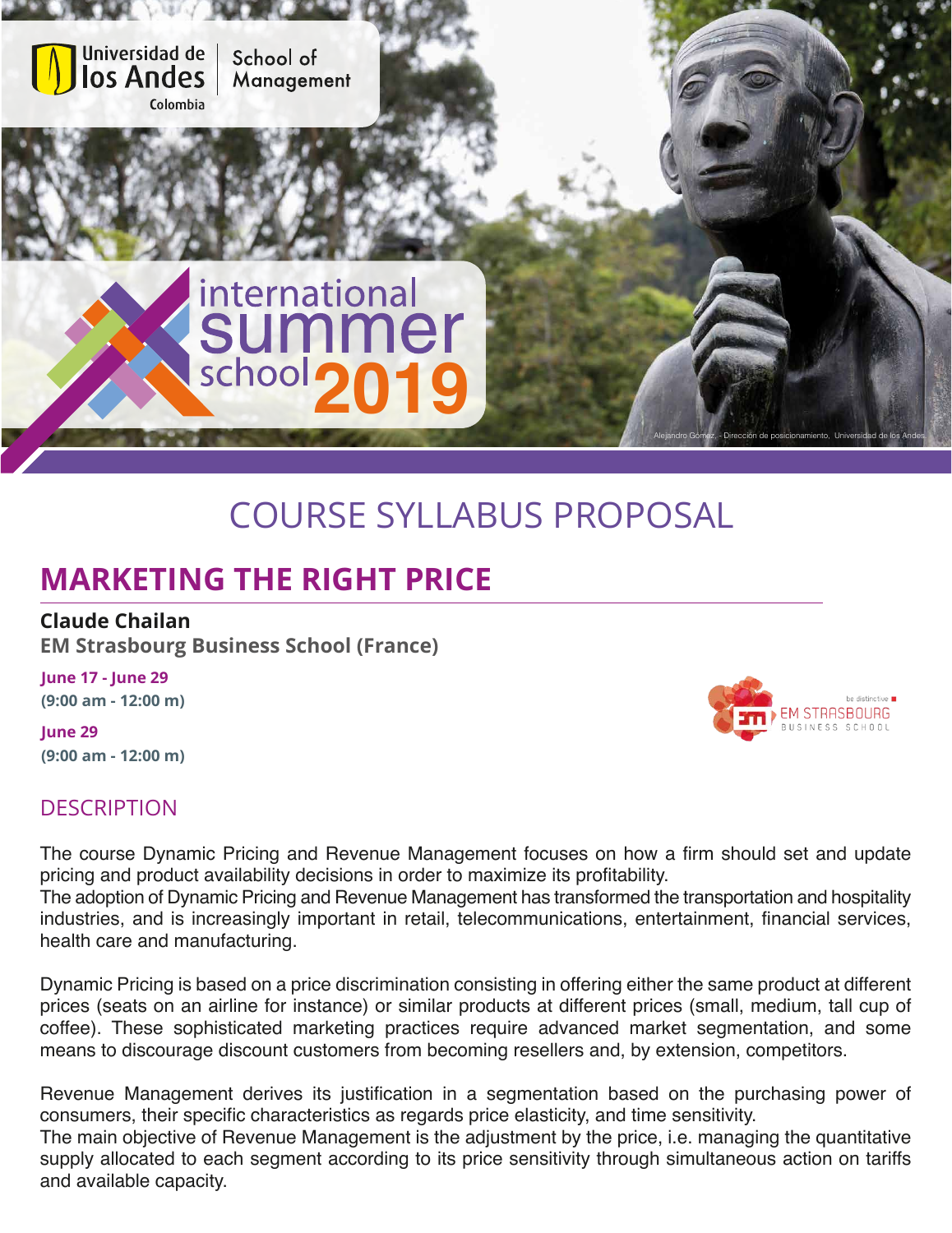Universidad de los Andes Colombia | School of Management

international summer school 2019

Alejandro Gómez, - Dirección de posicionamiento, Universidad de los Andes

# COURSE SYLLABUS PROPOSAL

## MARKETING THE RIGHT PRICE

**Claude Chailan**
**EM Strasbourg Business School (France)**

**June 17 - June 29**
**(9:00 am - 12:00 m)**

**June 29**
**(9:00 am - 12:00 m)**

be distinctive
EM STRASBOURG BUSINESS SCHOOL

### DESCRIPTION

The course Dynamic Pricing and Revenue Management focuses on how a firm should set and update pricing and product availability decisions in order to maximize its profitability.
The adoption of Dynamic Pricing and Revenue Management has transformed the transportation and hospitality industries, and is increasingly important in retail, telecommunications, entertainment, financial services, health care and manufacturing.

Dynamic Pricing is based on a price discrimination consisting in offering either the same product at different prices (seats on an airline for instance) or similar products at different prices (small, medium, tall cup of coffee). These sophisticated marketing practices require advanced market segmentation, and some means to discourage discount customers from becoming resellers and, by extension, competitors.

Revenue Management derives its justification in a segmentation based on the purchasing power of consumers, their specific characteristics as regards price elasticity, and time sensitivity.
The main objective of Revenue Management is the adjustment by the price, i.e. managing the quantitative supply allocated to each segment according to its price sensitivity through simultaneous action on tariffs and available capacity.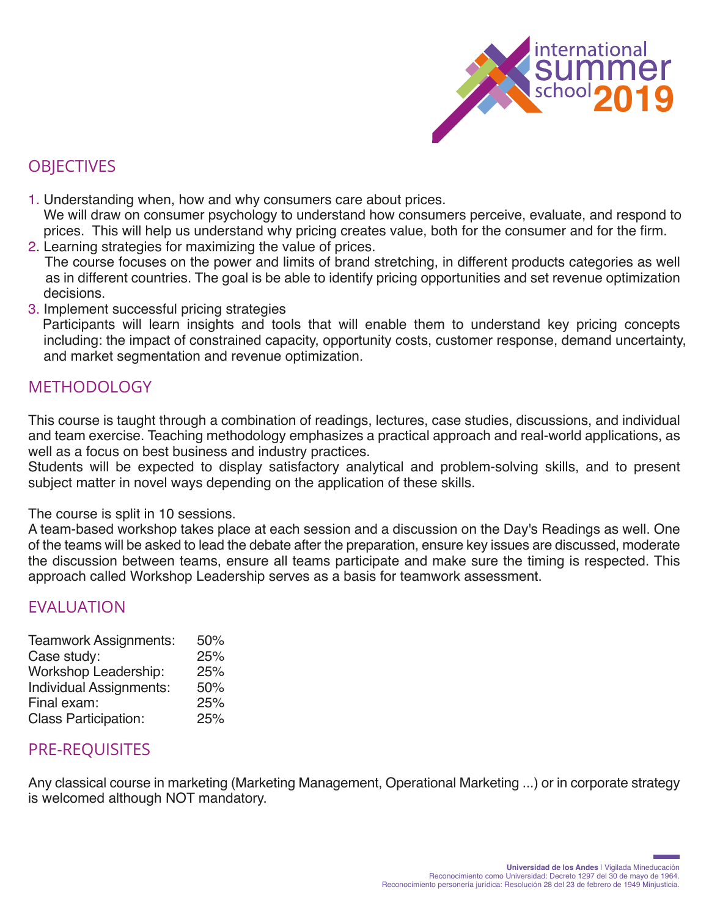## OBJECTIVES

1. Understanding when, how and why consumers care about prices.
   We will draw on consumer psychology to understand how consumers perceive, evaluate, and respond to prices. This will help us understand why pricing creates value, both for the consumer and for the firm.
2. Learning strategies for maximizing the value of prices.
   The course focuses on the power and limits of brand stretching, in different products categories as well as in different countries. The goal is be able to identify pricing opportunities and set revenue optimization decisions.
3. Implement successful pricing strategies
   Participants will learn insights and tools that will enable them to understand key pricing concepts including: the impact of constrained capacity, opportunity costs, customer response, demand uncertainty, and market segmentation and revenue optimization.

## METHODOLOGY

This course is taught through a combination of readings, lectures, case studies, discussions, and individual and team exercise. Teaching methodology emphasizes a practical approach and real-world applications, as well as a focus on best business and industry practices.
Students will be expected to display satisfactory analytical and problem-solving skills, and to present subject matter in novel ways depending on the application of these skills.

The course is split in 10 sessions.
A team-based workshop takes place at each session and a discussion on the Day's Readings as well. One of the teams will be asked to lead the debate after the preparation, ensure key issues are discussed, moderate the discussion between teams, ensure all teams participate and make sure the timing is respected. This approach called Workshop Leadership serves as a basis for teamwork assessment.

## EVALUATION

| | |
|---|---|
| Teamwork Assignments: | 50% |
| Case study: | 25% |
| Workshop Leadership: | 25% |
| Individual Assignments: | 50% |
| Final exam: | 25% |
| Class Participation: | 25% |

## PRE-REQUISITES

Any classical course in marketing (Marketing Management, Operational Marketing ...) or in corporate strategy is welcomed although NOT mandatory.